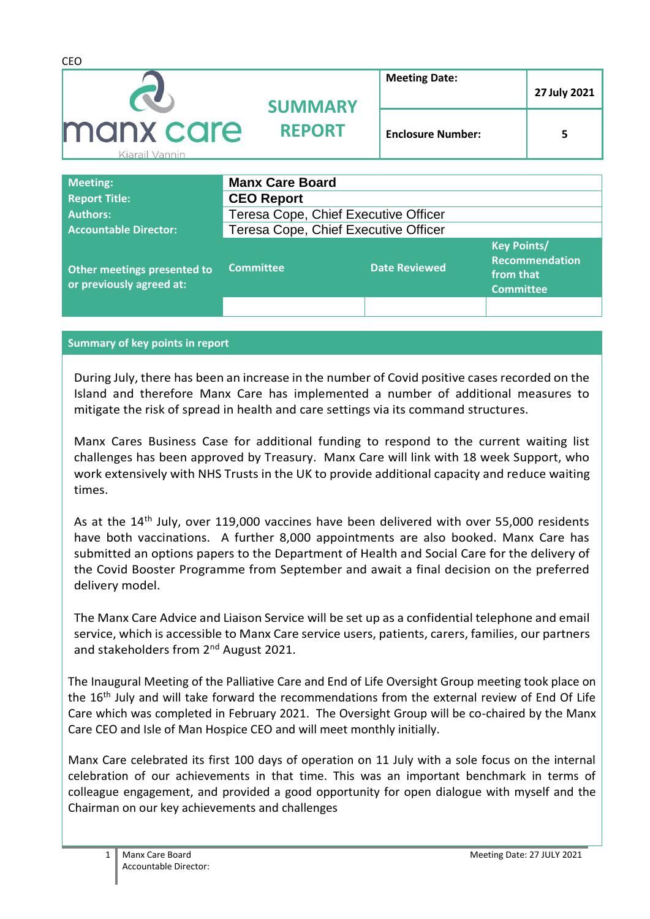CEO

| manx care Kiarail Vannin | SUMMARY REPORT | Meeting Date: | 27 July 2021 |
|---|---|---|---|
| | | Enclosure Number: | 5 |

| Meeting: | Manx Care Board | | |
|---|---|---|---|
| Report Title: | **CEO Report** | | |
| Authors: | Teresa Cope, Chief Executive Officer | | |
| Accountable Director: | Teresa Cope, Chief Executive Officer | | |
| Other meetings presented to or previously agreed at: | Committee | Date Reviewed | Key Points/ Recommendation from that Committee |
| | | | |

## Summary of key points in report

During July, there has been an increase in the number of Covid positive cases recorded on the Island and therefore Manx Care has implemented a number of additional measures to mitigate the risk of spread in health and care settings via its command structures.

Manx Cares Business Case for additional funding to respond to the current waiting list challenges has been approved by Treasury. Manx Care will link with 18 week Support, who work extensively with NHS Trusts in the UK to provide additional capacity and reduce waiting times.

As at the 14th July, over 119,000 vaccines have been delivered with over 55,000 residents have both vaccinations. A further 8,000 appointments are also booked. Manx Care has submitted an options papers to the Department of Health and Social Care for the delivery of the Covid Booster Programme from September and await a final decision on the preferred delivery model.

The Manx Care Advice and Liaison Service will be set up as a confidential telephone and email service, which is accessible to Manx Care service users, patients, carers, families, our partners and stakeholders from 2nd August 2021.

The Inaugural Meeting of the Palliative Care and End of Life Oversight Group meeting took place on the 16th July and will take forward the recommendations from the external review of End Of Life Care which was completed in February 2021. The Oversight Group will be co-chaired by the Manx Care CEO and Isle of Man Hospice CEO and will meet monthly initially.

Manx Care celebrated its first 100 days of operation on 11 July with a sole focus on the internal celebration of our achievements in that time. This was an important benchmark in terms of colleague engagement, and provided a good opportunity for open dialogue with myself and the Chairman on our key achievements and challenges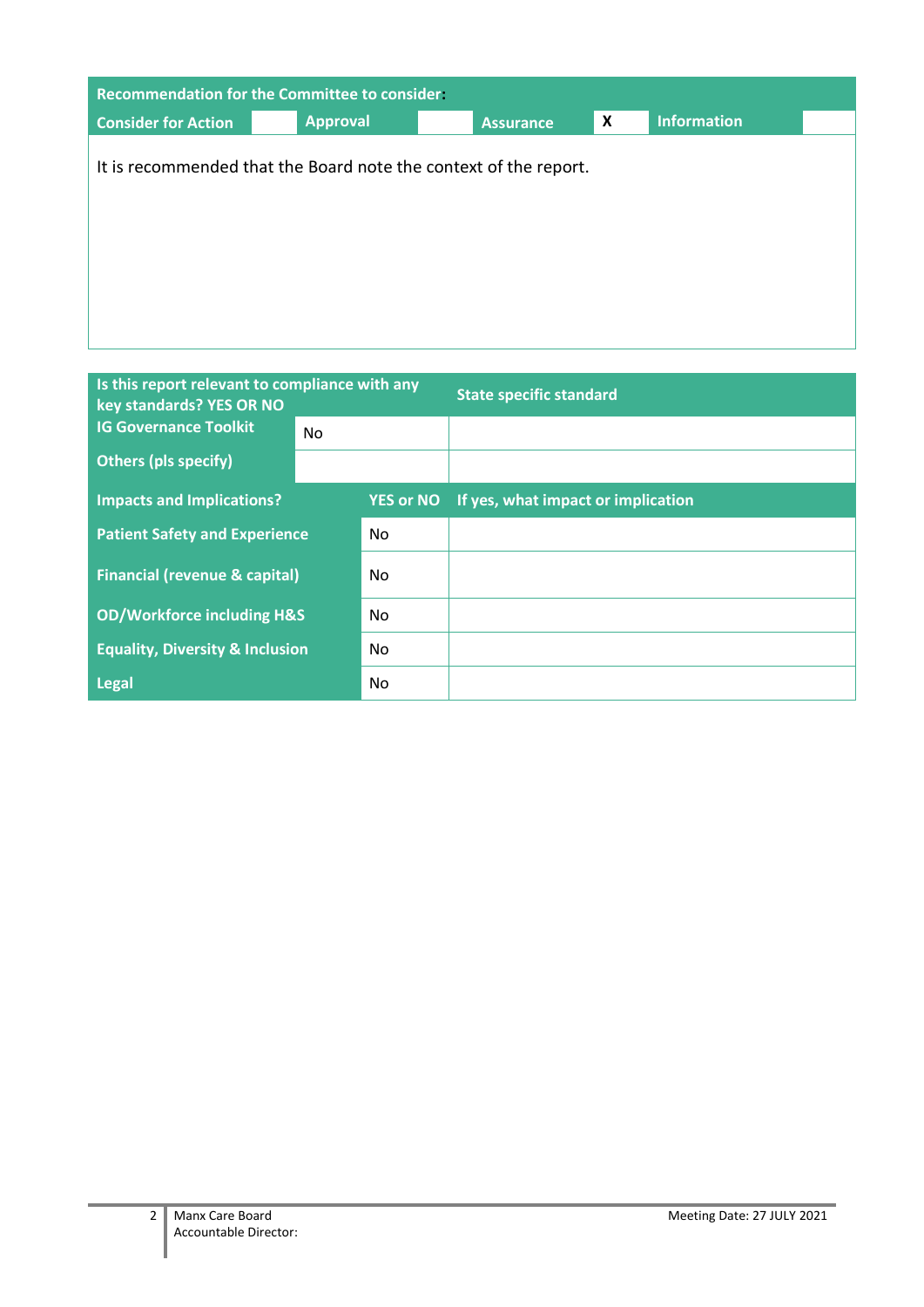| Recommendation for the Committee to consider: | | | | | | | |
|---|---|---|---|---|---|---|---|
| Consider for Action | | Approval | | Assurance | X | Information | |
| It is recommended that the Board note the context of the report. | | | | | | | |

| Is this report relevant to compliance with any key standards? YES OR NO | | State specific standard |
|---|---|---|
| IG Governance Toolkit | No | |
| Others (pls specify) | | |

| Impacts and Implications? | YES or NO | If yes, what impact or implication |
|---|---|---|
| Patient Safety and Experience | No | |
| Financial (revenue & capital) | No | |
| OD/Workforce including H&S | No | |
| Equality, Diversity & Inclusion | No | |
| Legal | No | |

Manx Care Board
Accountable Director:

Meeting Date: 27 JULY 2021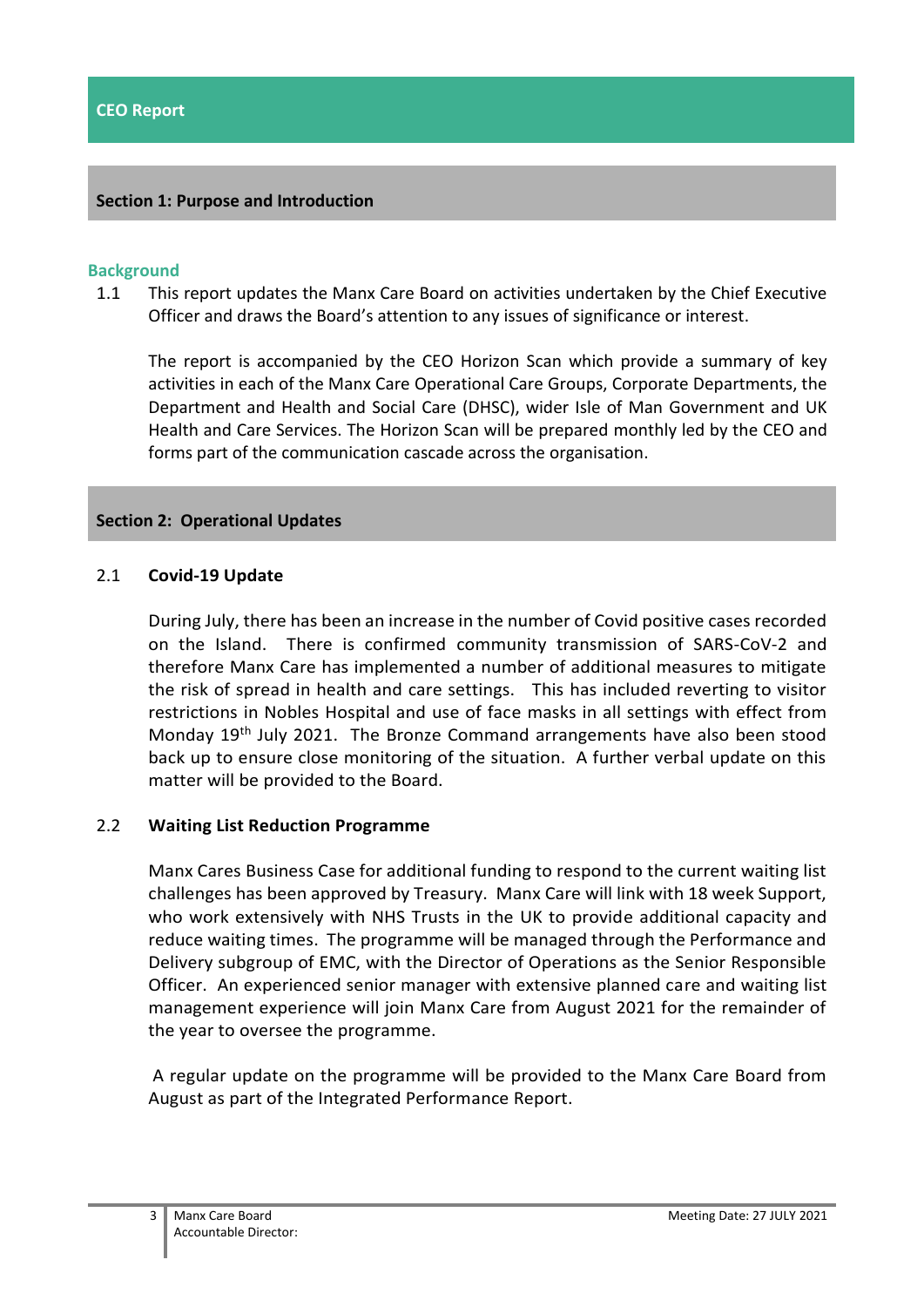# CEO Report

## Section 1: Purpose and Introduction

### Background

1.1 This report updates the Manx Care Board on activities undertaken by the Chief Executive Officer and draws the Board's attention to any issues of significance or interest.

The report is accompanied by the CEO Horizon Scan which provide a summary of key activities in each of the Manx Care Operational Care Groups, Corporate Departments, the Department and Health and Social Care (DHSC), wider Isle of Man Government and UK Health and Care Services. The Horizon Scan will be prepared monthly led by the CEO and forms part of the communication cascade across the organisation.

## Section 2: Operational Updates

### 2.1 Covid-19 Update

During July, there has been an increase in the number of Covid positive cases recorded on the Island. There is confirmed community transmission of SARS-CoV-2 and therefore Manx Care has implemented a number of additional measures to mitigate the risk of spread in health and care settings. This has included reverting to visitor restrictions in Nobles Hospital and use of face masks in all settings with effect from Monday 19th July 2021. The Bronze Command arrangements have also been stood back up to ensure close monitoring of the situation. A further verbal update on this matter will be provided to the Board.

### 2.2 Waiting List Reduction Programme

Manx Cares Business Case for additional funding to respond to the current waiting list challenges has been approved by Treasury. Manx Care will link with 18 week Support, who work extensively with NHS Trusts in the UK to provide additional capacity and reduce waiting times. The programme will be managed through the Performance and Delivery subgroup of EMC, with the Director of Operations as the Senior Responsible Officer. An experienced senior manager with extensive planned care and waiting list management experience will join Manx Care from August 2021 for the remainder of the year to oversee the programme.

A regular update on the programme will be provided to the Manx Care Board from August as part of the Integrated Performance Report.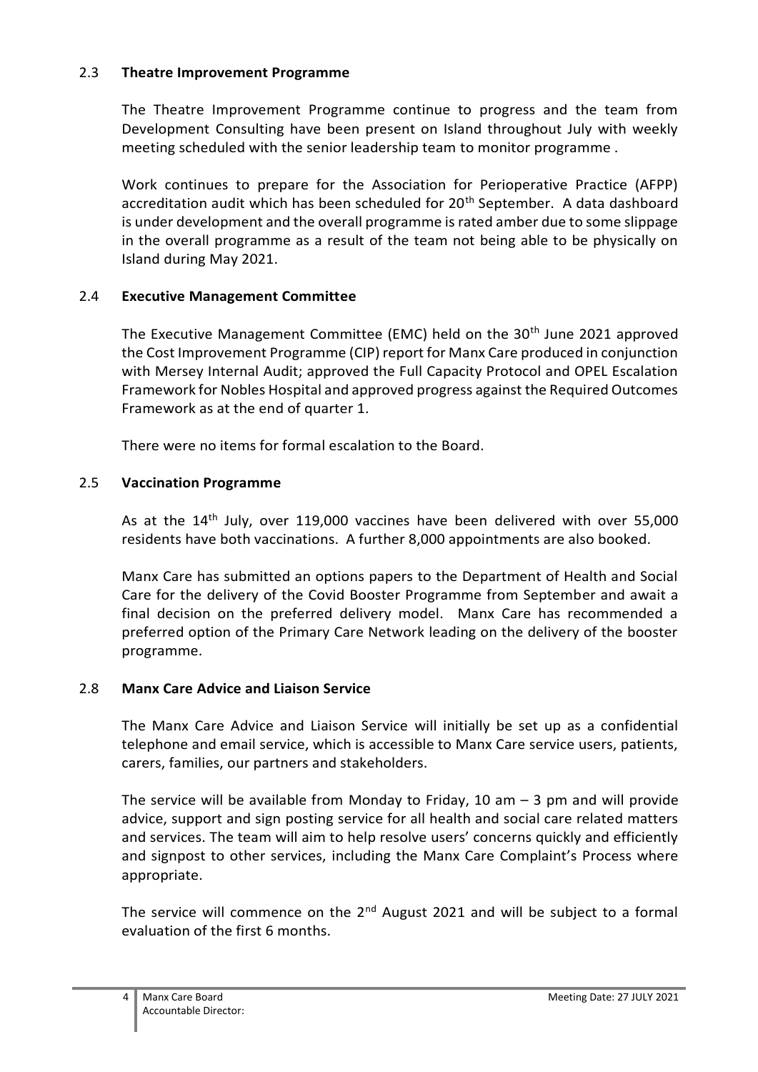### 2.3 **Theatre Improvement Programme**

The Theatre Improvement Programme continue to progress and the team from Development Consulting have been present on Island throughout July with weekly meeting scheduled with the senior leadership team to monitor programme .

Work continues to prepare for the Association for Perioperative Practice (AFPP) accreditation audit which has been scheduled for 20th September. A data dashboard is under development and the overall programme is rated amber due to some slippage in the overall programme as a result of the team not being able to be physically on Island during May 2021.

### 2.4 **Executive Management Committee**

The Executive Management Committee (EMC) held on the 30th June 2021 approved the Cost Improvement Programme (CIP) report for Manx Care produced in conjunction with Mersey Internal Audit; approved the Full Capacity Protocol and OPEL Escalation Framework for Nobles Hospital and approved progress against the Required Outcomes Framework as at the end of quarter 1.

There were no items for formal escalation to the Board.

### 2.5 **Vaccination Programme**

As at the 14th July, over 119,000 vaccines have been delivered with over 55,000 residents have both vaccinations. A further 8,000 appointments are also booked.

Manx Care has submitted an options papers to the Department of Health and Social Care for the delivery of the Covid Booster Programme from September and await a final decision on the preferred delivery model. Manx Care has recommended a preferred option of the Primary Care Network leading on the delivery of the booster programme.

### 2.8 **Manx Care Advice and Liaison Service**

The Manx Care Advice and Liaison Service will initially be set up as a confidential telephone and email service, which is accessible to Manx Care service users, patients, carers, families, our partners and stakeholders.

The service will be available from Monday to Friday, 10 am – 3 pm and will provide advice, support and sign posting service for all health and social care related matters and services. The team will aim to help resolve users' concerns quickly and efficiently and signpost to other services, including the Manx Care Complaint's Process where appropriate.

The service will commence on the 2nd August 2021 and will be subject to a formal evaluation of the first 6 months.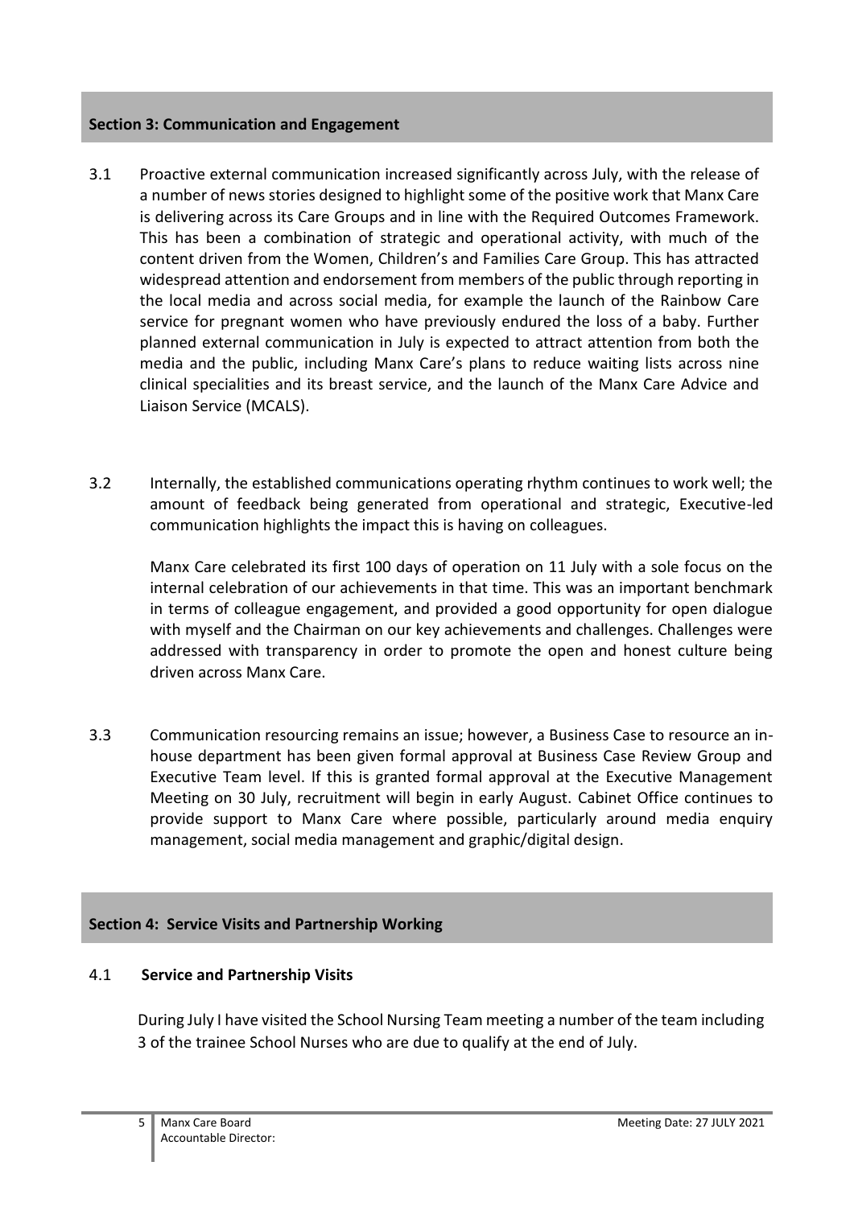## Section 3: Communication and Engagement

3.1 Proactive external communication increased significantly across July, with the release of a number of news stories designed to highlight some of the positive work that Manx Care is delivering across its Care Groups and in line with the Required Outcomes Framework. This has been a combination of strategic and operational activity, with much of the content driven from the Women, Children's and Families Care Group. This has attracted widespread attention and endorsement from members of the public through reporting in the local media and across social media, for example the launch of the Rainbow Care service for pregnant women who have previously endured the loss of a baby. Further planned external communication in July is expected to attract attention from both the media and the public, including Manx Care's plans to reduce waiting lists across nine clinical specialities and its breast service, and the launch of the Manx Care Advice and Liaison Service (MCALS).

3.2 Internally, the established communications operating rhythm continues to work well; the amount of feedback being generated from operational and strategic, Executive-led communication highlights the impact this is having on colleagues.

Manx Care celebrated its first 100 days of operation on 11 July with a sole focus on the internal celebration of our achievements in that time. This was an important benchmark in terms of colleague engagement, and provided a good opportunity for open dialogue with myself and the Chairman on our key achievements and challenges. Challenges were addressed with transparency in order to promote the open and honest culture being driven across Manx Care.

3.3 Communication resourcing remains an issue; however, a Business Case to resource an in-house department has been given formal approval at Business Case Review Group and Executive Team level. If this is granted formal approval at the Executive Management Meeting on 30 July, recruitment will begin in early August. Cabinet Office continues to provide support to Manx Care where possible, particularly around media enquiry management, social media management and graphic/digital design.

## Section 4: Service Visits and Partnership Working

### 4.1 Service and Partnership Visits

During July I have visited the School Nursing Team meeting a number of the team including 3 of the trainee School Nurses who are due to qualify at the end of July.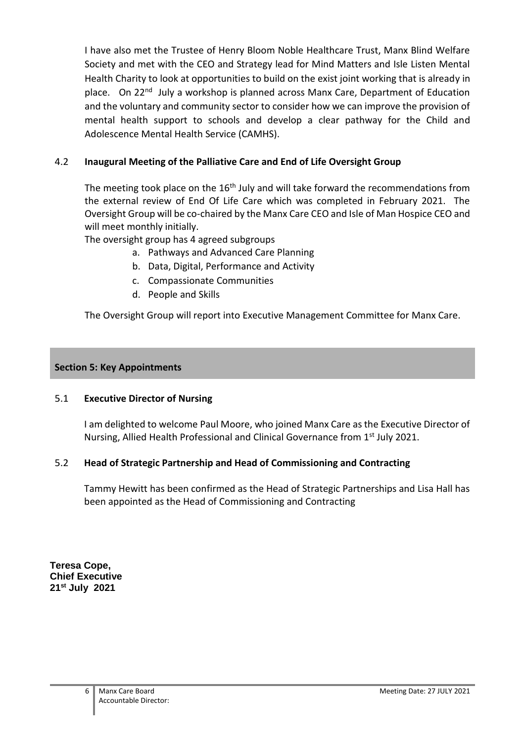I have also met the Trustee of Henry Bloom Noble Healthcare Trust, Manx Blind Welfare Society and met with the CEO and Strategy lead for Mind Matters and Isle Listen Mental Health Charity to look at opportunities to build on the exist joint working that is already in place. On 22nd July a workshop is planned across Manx Care, Department of Education and the voluntary and community sector to consider how we can improve the provision of mental health support to schools and develop a clear pathway for the Child and Adolescence Mental Health Service (CAMHS).

### 4.2 Inaugural Meeting of the Palliative Care and End of Life Oversight Group

The meeting took place on the 16th July and will take forward the recommendations from the external review of End Of Life Care which was completed in February 2021. The Oversight Group will be co-chaired by the Manx Care CEO and Isle of Man Hospice CEO and will meet monthly initially.

The oversight group has 4 agreed subgroups

a. Pathways and Advanced Care Planning
b. Data, Digital, Performance and Activity
c. Compassionate Communities
d. People and Skills

The Oversight Group will report into Executive Management Committee for Manx Care.

## Section 5: Key Appointments

### 5.1 Executive Director of Nursing

I am delighted to welcome Paul Moore, who joined Manx Care as the Executive Director of Nursing, Allied Health Professional and Clinical Governance from 1st July 2021.

### 5.2 Head of Strategic Partnership and Head of Commissioning and Contracting

Tammy Hewitt has been confirmed as the Head of Strategic Partnerships and Lisa Hall has been appointed as the Head of Commissioning and Contracting

**Teresa Cope,**
**Chief Executive**
**21st July 2021**